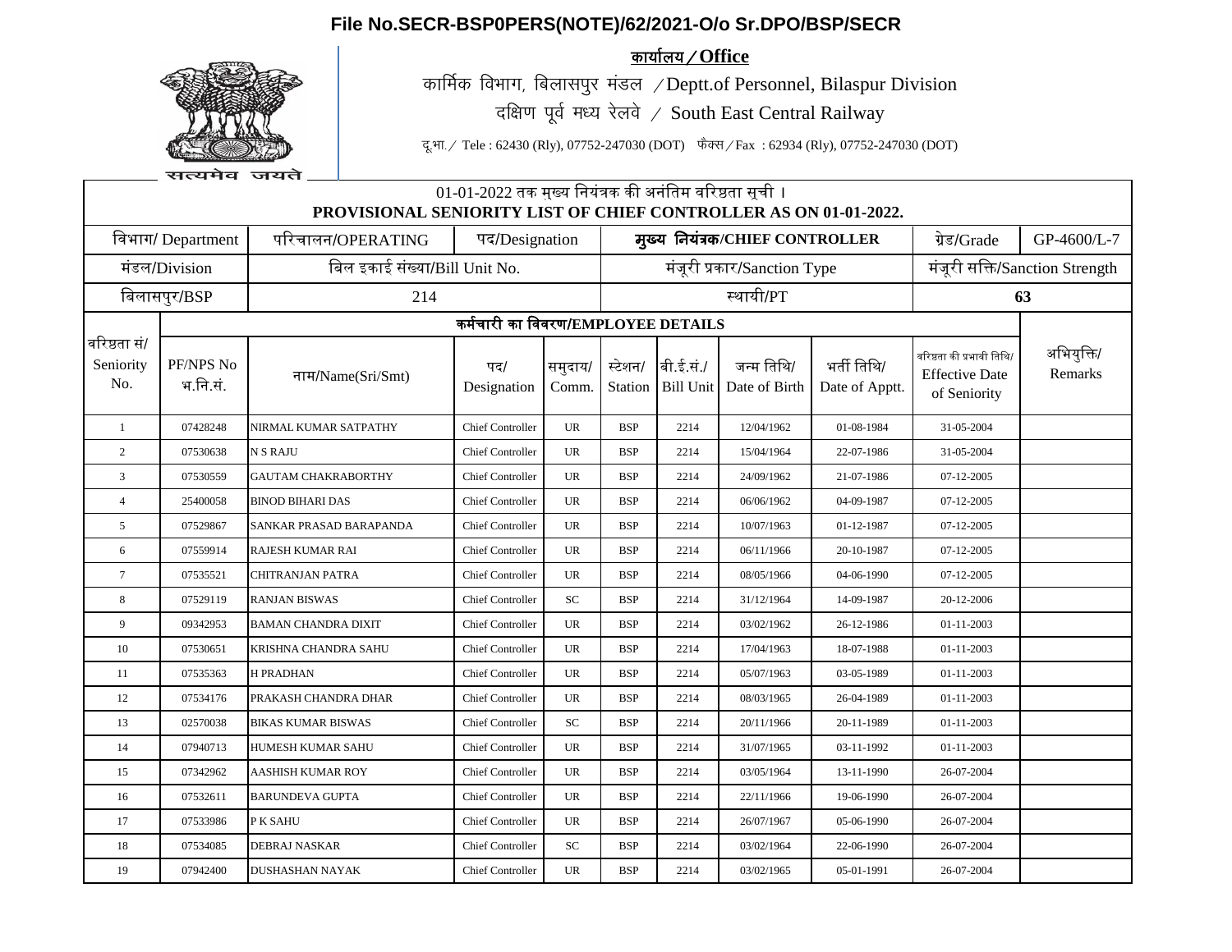**File No.SECR-BSP0PERS(NOTE)/62/2021-O/o Sr.DPO/BSP/SECR**

सत्यमेव जयते

**कार्यालय / Office**

कार्मिक विभाग, बिलासपुर मंडल / Deptt.of Personnel, Bilaspur Division

दक्षिण पूर्व मध्य रेलवे / South East Central Railway

दू.भा. / Tele : 62430 (Rly), 07752-247030 (DOT) फैक्स / Fax : 62934 (Rly), 07752-247030 (DOT)

01-01-2022 तक मुख्य नियंत्रक की अनंतिम वरिष्ठता सूची ।

**PROVISIONAL SENIORITY LIST OF CHIEF CONTROLLER AS ON 01-01-2022.**

| विभाग/ Department | परिचालन/OPERATING | पद/Designation | मुख्य नियंत्रक/CHIEF CONTROLLER | ग्रेड/Grade | GP-4600/L-7 |
|---|---|---|---|---|---|
| मंडल/Division | बिल इकाई संख्या/Bill Unit No. | | मंजूरी प्रकार/Sanction Type | मंजूरी सक्ति/Sanction Strength | |
| बिलासपुर/BSP | 214 | | स्थायी/PT | 63 | |

| वरिष्ठता सं/ Seniority No. | PF/NPS No भ.नि.सं. | नाम/Name(Sri/Smt) | पद/ Designation | समुदाय/ Comm. | स्टेशन/ Station | बी.ई.सं./ Bill Unit | जन्म तिथि/ Date of Birth | भर्ती तिथि/ Date of Apptt. | वरिष्ठता की प्रभावी तिथि/ Effective Date of Seniority | अभियुक्ति/ Remarks |
|---|---|---|---|---|---|---|---|---|---|---|
| 1 | 07428248 | NIRMAL KUMAR SATPATHY | Chief Controller | UR | BSP | 2214 | 12/04/1962 | 01-08-1984 | 31-05-2004 | |
| 2 | 07530638 | N S RAJU | Chief Controller | UR | BSP | 2214 | 15/04/1964 | 22-07-1986 | 31-05-2004 | |
| 3 | 07530559 | GAUTAM CHAKRABORTHY | Chief Controller | UR | BSP | 2214 | 24/09/1962 | 21-07-1986 | 07-12-2005 | |
| 4 | 25400058 | BINOD BIHARI DAS | Chief Controller | UR | BSP | 2214 | 06/06/1962 | 04-09-1987 | 07-12-2005 | |
| 5 | 07529867 | SANKAR PRASAD BARAPANDA | Chief Controller | UR | BSP | 2214 | 10/07/1963 | 01-12-1987 | 07-12-2005 | |
| 6 | 07559914 | RAJESH KUMAR RAI | Chief Controller | UR | BSP | 2214 | 06/11/1966 | 20-10-1987 | 07-12-2005 | |
| 7 | 07535521 | CHITRANJAN PATRA | Chief Controller | UR | BSP | 2214 | 08/05/1966 | 04-06-1990 | 07-12-2005 | |
| 8 | 07529119 | RANJAN BISWAS | Chief Controller | SC | BSP | 2214 | 31/12/1964 | 14-09-1987 | 20-12-2006 | |
| 9 | 09342953 | BAMAN CHANDRA DIXIT | Chief Controller | UR | BSP | 2214 | 03/02/1962 | 26-12-1986 | 01-11-2003 | |
| 10 | 07530651 | KRISHNA CHANDRA SAHU | Chief Controller | UR | BSP | 2214 | 17/04/1963 | 18-07-1988 | 01-11-2003 | |
| 11 | 07535363 | H PRADHAN | Chief Controller | UR | BSP | 2214 | 05/07/1963 | 03-05-1989 | 01-11-2003 | |
| 12 | 07534176 | PRAKASH CHANDRA DHAR | Chief Controller | UR | BSP | 2214 | 08/03/1965 | 26-04-1989 | 01-11-2003 | |
| 13 | 02570038 | BIKAS KUMAR BISWAS | Chief Controller | SC | BSP | 2214 | 20/11/1966 | 20-11-1989 | 01-11-2003 | |
| 14 | 07940713 | HUMESH KUMAR SAHU | Chief Controller | UR | BSP | 2214 | 31/07/1965 | 03-11-1992 | 01-11-2003 | |
| 15 | 07342962 | AASHISH KUMAR ROY | Chief Controller | UR | BSP | 2214 | 03/05/1964 | 13-11-1990 | 26-07-2004 | |
| 16 | 07532611 | BARUNDEVA GUPTA | Chief Controller | UR | BSP | 2214 | 22/11/1966 | 19-06-1990 | 26-07-2004 | |
| 17 | 07533986 | P K SAHU | Chief Controller | UR | BSP | 2214 | 26/07/1967 | 05-06-1990 | 26-07-2004 | |
| 18 | 07534085 | DEBRAJ NASKAR | Chief Controller | SC | BSP | 2214 | 03/02/1964 | 22-06-1990 | 26-07-2004 | |
| 19 | 07942400 | DUSHASHAN NAYAK | Chief Controller | UR | BSP | 2214 | 03/02/1965 | 05-01-1991 | 26-07-2004 | |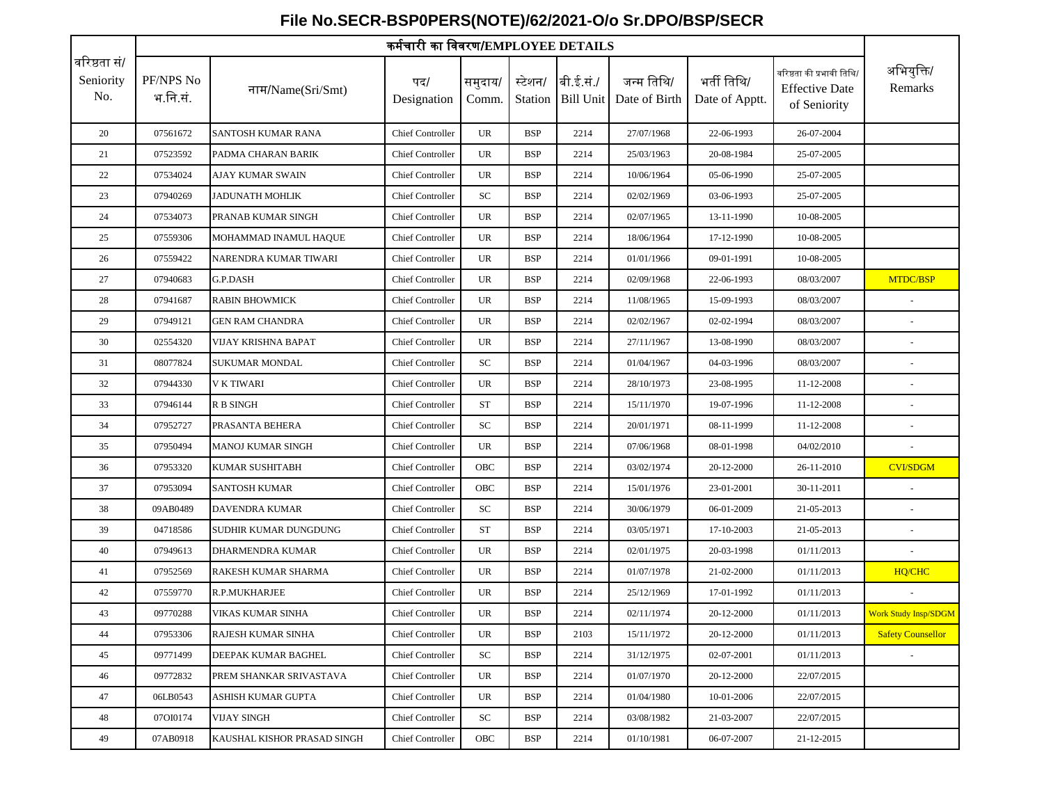## File No.SECR-BSP0PERS(NOTE)/62/2021-O/o Sr.DPO/BSP/SECR

| वरिष्ठता सं/ Seniority No. | कर्मचारी का विवरण/EMPLOYEE DETAILS | | | | | | | | | अभियुक्ति/ Remarks |
|---|---|---|---|---|---|---|---|---|---|---|
| | PF/NPS No भ.नि.सं. | नाम/Name(Sri/Smt) | पद/ Designation | समुदाय/ Comm. | स्टेशन/ Station | बी.ई.सं./ Bill Unit | जन्म तिथि/ Date of Birth | भर्ती तिथि/ Date of Apptt. | वरिष्ठता की प्रभावी तिथि/ Effective Date of Seniority | |
| 20 | 07561672 | SANTOSH KUMAR RANA | Chief Controller | UR | BSP | 2214 | 27/07/1968 | 22-06-1993 | 26-07-2004 | |
| 21 | 07523592 | PADMA CHARAN BARIK | Chief Controller | UR | BSP | 2214 | 25/03/1963 | 20-08-1984 | 25-07-2005 | |
| 22 | 07534024 | AJAY KUMAR SWAIN | Chief Controller | UR | BSP | 2214 | 10/06/1964 | 05-06-1990 | 25-07-2005 | |
| 23 | 07940269 | JADUNATH MOHLIK | Chief Controller | SC | BSP | 2214 | 02/02/1969 | 03-06-1993 | 25-07-2005 | |
| 24 | 07534073 | PRANAB KUMAR SINGH | Chief Controller | UR | BSP | 2214 | 02/07/1965 | 13-11-1990 | 10-08-2005 | |
| 25 | 07559306 | MOHAMMAD INAMUL HAQUE | Chief Controller | UR | BSP | 2214 | 18/06/1964 | 17-12-1990 | 10-08-2005 | |
| 26 | 07559422 | NARENDRA KUMAR TIWARI | Chief Controller | UR | BSP | 2214 | 01/01/1966 | 09-01-1991 | 10-08-2005 | |
| 27 | 07940683 | G.P.DASH | Chief Controller | UR | BSP | 2214 | 02/09/1968 | 22-06-1993 | 08/03/2007 | MTDC/BSP |
| 28 | 07941687 | RABIN BHOWMICK | Chief Controller | UR | BSP | 2214 | 11/08/1965 | 15-09-1993 | 08/03/2007 | - |
| 29 | 07949121 | GEN RAM CHANDRA | Chief Controller | UR | BSP | 2214 | 02/02/1967 | 02-02-1994 | 08/03/2007 | - |
| 30 | 02554320 | VIJAY KRISHNA BAPAT | Chief Controller | UR | BSP | 2214 | 27/11/1967 | 13-08-1990 | 08/03/2007 | - |
| 31 | 08077824 | SUKUMAR MONDAL | Chief Controller | SC | BSP | 2214 | 01/04/1967 | 04-03-1996 | 08/03/2007 | - |
| 32 | 07944330 | V K TIWARI | Chief Controller | UR | BSP | 2214 | 28/10/1973 | 23-08-1995 | 11-12-2008 | - |
| 33 | 07946144 | R B SINGH | Chief Controller | ST | BSP | 2214 | 15/11/1970 | 19-07-1996 | 11-12-2008 | - |
| 34 | 07952727 | PRASANTA BEHERA | Chief Controller | SC | BSP | 2214 | 20/01/1971 | 08-11-1999 | 11-12-2008 | - |
| 35 | 07950494 | MANOJ KUMAR SINGH | Chief Controller | UR | BSP | 2214 | 07/06/1968 | 08-01-1998 | 04/02/2010 | - |
| 36 | 07953320 | KUMAR SUSHITABH | Chief Controller | OBC | BSP | 2214 | 03/02/1974 | 20-12-2000 | 26-11-2010 | CVI/SDGM |
| 37 | 07953094 | SANTOSH KUMAR | Chief Controller | OBC | BSP | 2214 | 15/01/1976 | 23-01-2001 | 30-11-2011 | - |
| 38 | 09AB0489 | DAVENDRA KUMAR | Chief Controller | SC | BSP | 2214 | 30/06/1979 | 06-01-2009 | 21-05-2013 | - |
| 39 | 04718586 | SUDHIR KUMAR DUNGDUNG | Chief Controller | ST | BSP | 2214 | 03/05/1971 | 17-10-2003 | 21-05-2013 | - |
| 40 | 07949613 | DHARMENDRA KUMAR | Chief Controller | UR | BSP | 2214 | 02/01/1975 | 20-03-1998 | 01/11/2013 | - |
| 41 | 07952569 | RAKESH KUMAR SHARMA | Chief Controller | UR | BSP | 2214 | 01/07/1978 | 21-02-2000 | 01/11/2013 | HQ/CHC |
| 42 | 07559770 | R.P.MUKHARJEE | Chief Controller | UR | BSP | 2214 | 25/12/1969 | 17-01-1992 | 01/11/2013 | - |
| 43 | 09770288 | VIKAS KUMAR SINHA | Chief Controller | UR | BSP | 2214 | 02/11/1974 | 20-12-2000 | 01/11/2013 | Work Study Insp/SDGM |
| 44 | 07953306 | RAJESH KUMAR SINHA | Chief Controller | UR | BSP | 2103 | 15/11/1972 | 20-12-2000 | 01/11/2013 | Safety Counsellor |
| 45 | 09771499 | DEEPAK KUMAR BAGHEL | Chief Controller | SC | BSP | 2214 | 31/12/1975 | 02-07-2001 | 01/11/2013 | - |
| 46 | 09772832 | PREM SHANKAR SRIVASTAVA | Chief Controller | UR | BSP | 2214 | 01/07/1970 | 20-12-2000 | 22/07/2015 | |
| 47 | 06LB0543 | ASHISH KUMAR GUPTA | Chief Controller | UR | BSP | 2214 | 01/04/1980 | 10-01-2006 | 22/07/2015 | |
| 48 | 07OI0174 | VIJAY SINGH | Chief Controller | SC | BSP | 2214 | 03/08/1982 | 21-03-2007 | 22/07/2015 | |
| 49 | 07AB0918 | KAUSHAL KISHOR PRASAD SINGH | Chief Controller | OBC | BSP | 2214 | 01/10/1981 | 06-07-2007 | 21-12-2015 | |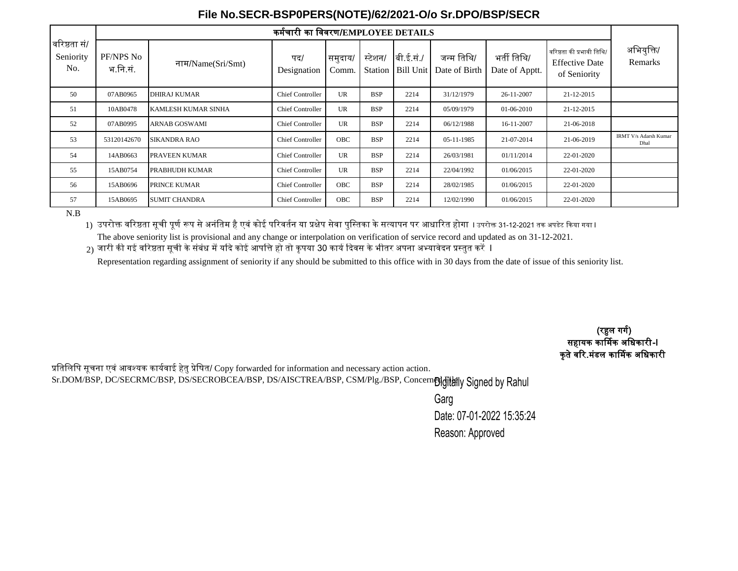## File No.SECR-BSP0PERS(NOTE)/62/2021-O/o Sr.DPO/BSP/SECR

| वरिष्ठता सं/ Seniority No. | कर्मचारी का विवरण/EMPLOYEE DETAILS | | | | | | | | | अभियुक्ति/ Remarks |
|---|---|---|---|---|---|---|---|---|---|---|
| | PF/NPS No भ.नि.सं. | नाम/Name(Sri/Smt) | पद/ Designation | समुदाय/ Comm. | स्टेशन/ Station | बी.ई.सं./ Bill Unit | जन्म तिथि/ Date of Birth | भर्ती तिथि/ Date of Apptt. | वरिष्ठता की प्रभावी तिथि/ Effective Date of Seniority | |
| 50 | 07AB0965 | DHIRAJ KUMAR | Chief Controller | UR | BSP | 2214 | 31/12/1979 | 26-11-2007 | 21-12-2015 | |
| 51 | 10AB0478 | KAMLESH KUMAR SINHA | Chief Controller | UR | BSP | 2214 | 05/09/1979 | 01-06-2010 | 21-12-2015 | |
| 52 | 07AB0995 | ARNAB GOSWAMI | Chief Controller | UR | BSP | 2214 | 06/12/1988 | 16-11-2007 | 21-06-2018 | |
| 53 | 53120142670 | SIKANDRA RAO | Chief Controller | OBC | BSP | 2214 | 05-11-1985 | 21-07-2014 | 21-06-2019 | IRMT V/s Adarsh Kumar Dhal |
| 54 | 14AB0663 | PRAVEEN KUMAR | Chief Controller | UR | BSP | 2214 | 26/03/1981 | 01/11/2014 | 22-01-2020 | |
| 55 | 15AB0754 | PRABHUDH KUMAR | Chief Controller | UR | BSP | 2214 | 22/04/1992 | 01/06/2015 | 22-01-2020 | |
| 56 | 15AB0696 | PRINCE KUMAR | Chief Controller | OBC | BSP | 2214 | 28/02/1985 | 01/06/2015 | 22-01-2020 | |
| 57 | 15AB0695 | SUMIT CHANDRA | Chief Controller | OBC | BSP | 2214 | 12/02/1990 | 01/06/2015 | 22-01-2020 | |

N.B

1) उपरोक्त वरिष्ठता सूची पूर्ण रूप से अनंतिम है एवं कोई परिवर्तन या प्रक्षेप सेवा पुस्तिका के सत्यापन पर आधारित होगा । उपरोक्त 31-12-2021 तक अपडेट किया गया।
   The above seniority list is provisional and any change or interpolation on verification of service record and updated as on 31-12-2021.
2) जारी की गई वरिष्ठता सूची के संबंध में यदि कोई आपत्ति हो तो कृपया 30 कार्य दिवस के भीतर अपना अभ्यावेदन प्रस्तुत करें ।
   Representation regarding assignment of seniority if any should be submitted to this office with in 30 days from the date of issue of this seniority list.

**(रहुल गर्ग)**
**सहायक कार्मिक अधिकारी-I**
**कृते वरि.मंडल कार्मिक अधिकारी**

प्रतिलिपि सूचना एवं आवश्यक कार्यवाई हेतु प्रेषित/ Copy forwarded for information and necessary action action.
Sr.DOM/BSP, DC/SECRMC/BSP, DS/SECROBCEA/BSP, DS/AISCTREA/BSP, CSM/Plg./BSP, Concerned File

Digitally Signed by Rahul Garg
Date: 07-01-2022 15:35:24
Reason: Approved